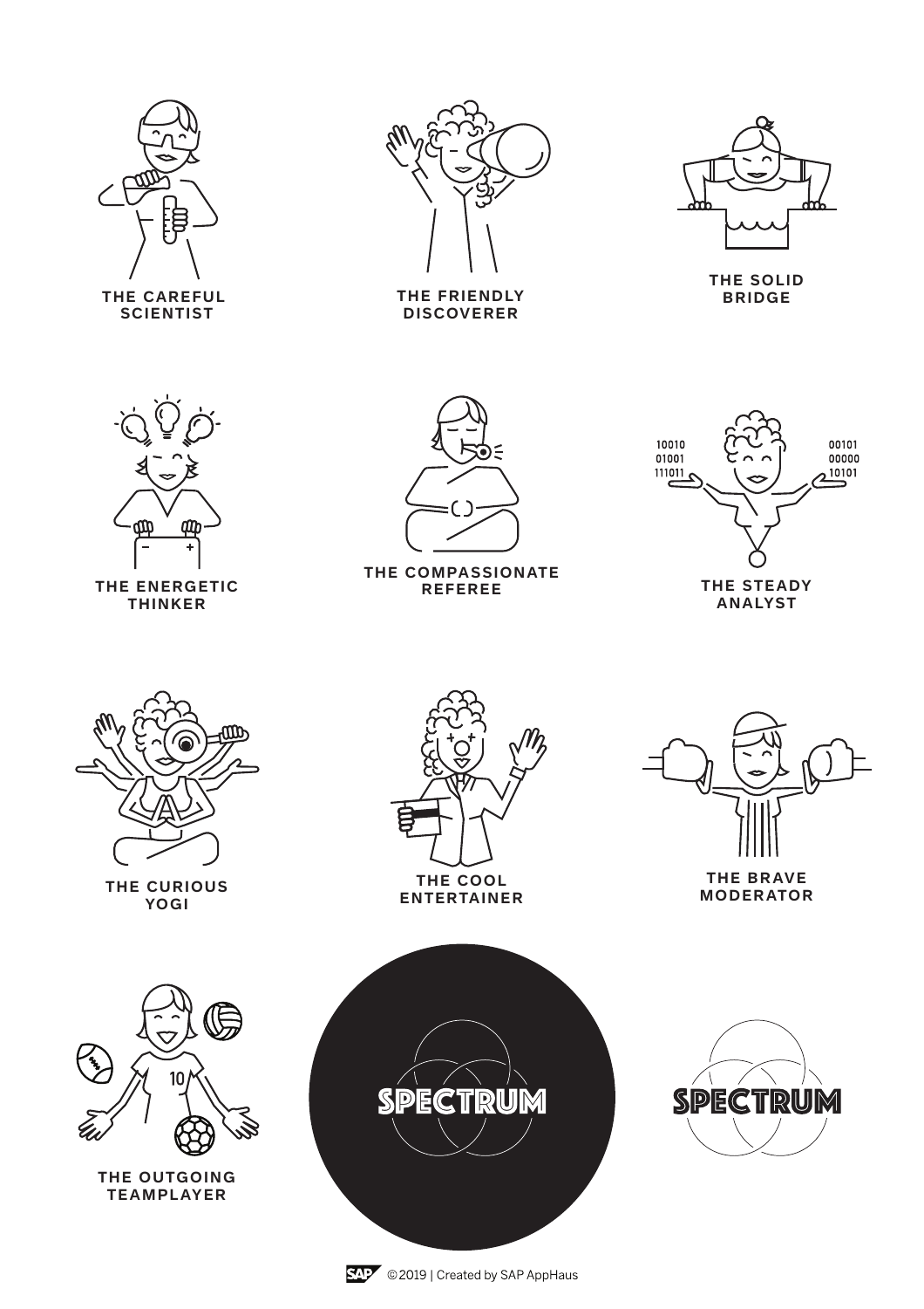THE CAREFUL SCIENTIST

THE FRIENDLY DISCOVERER

THE SOLID BRIDGE

THE ENERGETIC THINKER

THE COMPASSIONATE REFEREE

10010
01001
111011

00101
00000
10101

THE STEADY ANALYST

THE CURIOUS YOGI

THE COOL ENTERTAINER

THE BRAVE MODERATOR

10

THE OUTGOING TEAMPLAYER

SPECTRUM

SPECTRUM

©2019 | Created by SAP AppHaus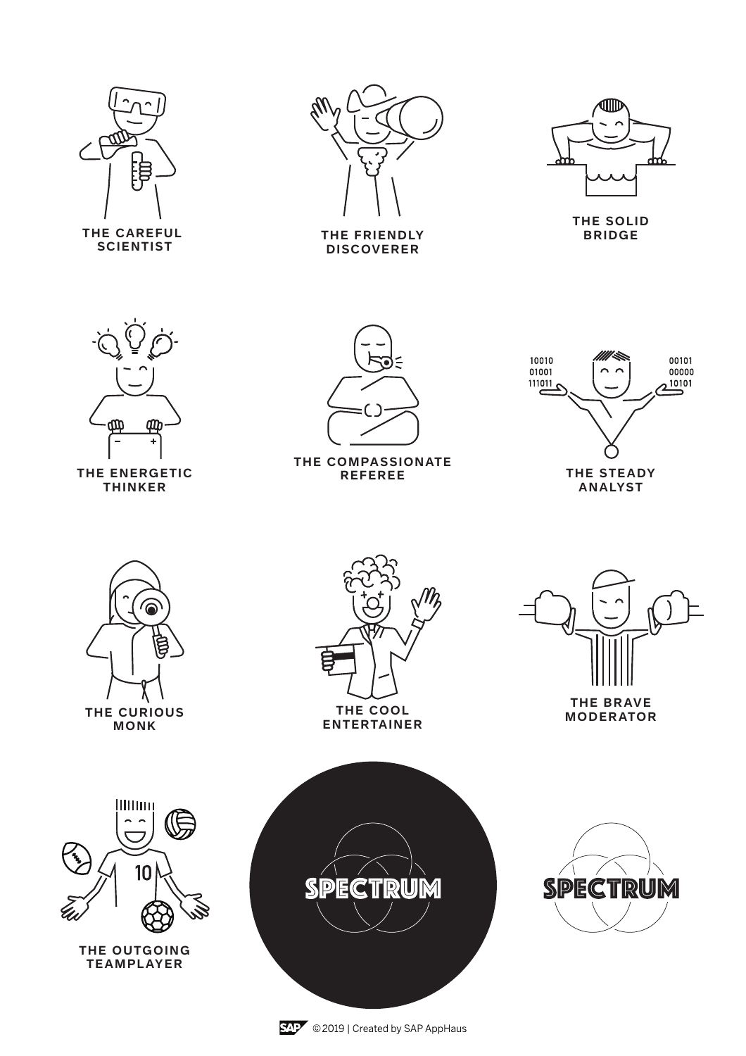THE CAREFUL SCIENTIST

THE FRIENDLY DISCOVERER

THE SOLID BRIDGE

THE ENERGETIC THINKER

THE COMPASSIONATE REFEREE

THE STEADY ANALYST

THE CURIOUS MONK

THE COOL ENTERTAINER

THE BRAVE MODERATOR

THE OUTGOING TEAMPLAYER

SPECTRUM

SPECTRUM

©2019 | Created by SAP AppHaus